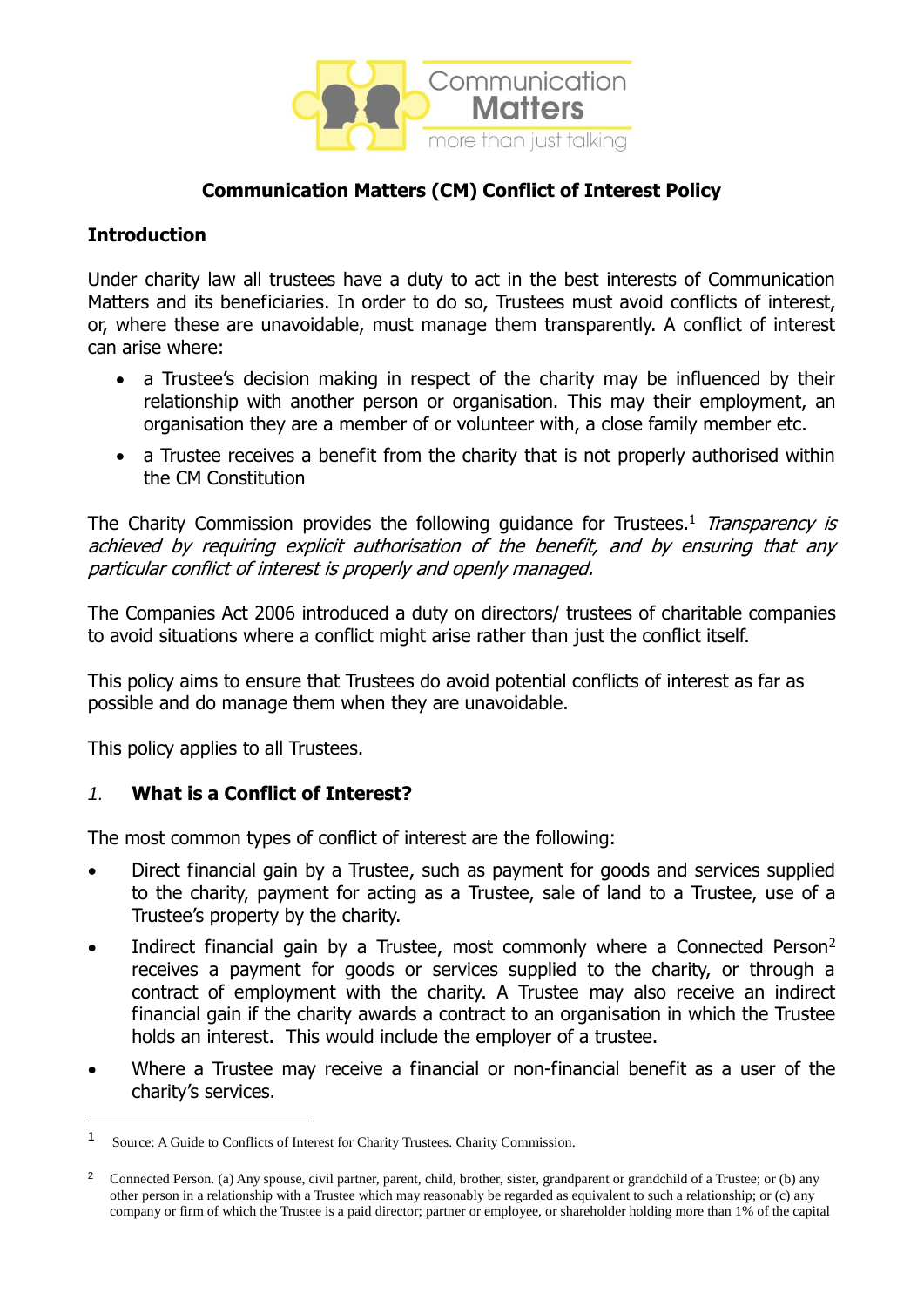## Communication Matters (CM) Conflict of Interest Policy

### Introduction

Under charity law all trustees have a duty to act in the best interests of Communication Matters and its beneficiaries. In order to do so, Trustees must avoid conflicts of interest, or, where these are unavoidable, must manage them transparently. A conflict of interest can arise where:

- a Trustee's decision making in respect of the charity may be influenced by their relationship with another person or organisation. This may their employment, an organisation they are a member of or volunteer with, a close family member etc.
- a Trustee receives a benefit from the charity that is not properly authorised within the CM Constitution

The Charity Commission provides the following guidance for Trustees.[1] *Transparency is achieved by requiring explicit authorisation of the benefit, and by ensuring that any particular conflict of interest is properly and openly managed.*

The Companies Act 2006 introduced a duty on directors/ trustees of charitable companies to avoid situations where a conflict might arise rather than just the conflict itself.

This policy aims to ensure that Trustees do avoid potential conflicts of interest as far as possible and do manage them when they are unavoidable.

This policy applies to all Trustees.

### 1. What is a Conflict of Interest?

The most common types of conflict of interest are the following:

- Direct financial gain by a Trustee, such as payment for goods and services supplied to the charity, payment for acting as a Trustee, sale of land to a Trustee, use of a Trustee's property by the charity.
- Indirect financial gain by a Trustee, most commonly where a Connected Person[2] receives a payment for goods or services supplied to the charity, or through a contract of employment with the charity. A Trustee may also receive an indirect financial gain if the charity awards a contract to an organisation in which the Trustee holds an interest. This would include the employer of a trustee.
- Where a Trustee may receive a financial or non-financial benefit as a user of the charity's services.

---

[1] Source: A Guide to Conflicts of Interest for Charity Trustees. Charity Commission.

[2] Connected Person. (a) Any spouse, civil partner, parent, child, brother, sister, grandparent or grandchild of a Trustee; or (b) any other person in a relationship with a Trustee which may reasonably be regarded as equivalent to such a relationship; or (c) any company or firm of which the Trustee is a paid director; partner or employee, or shareholder holding more than 1% of the capital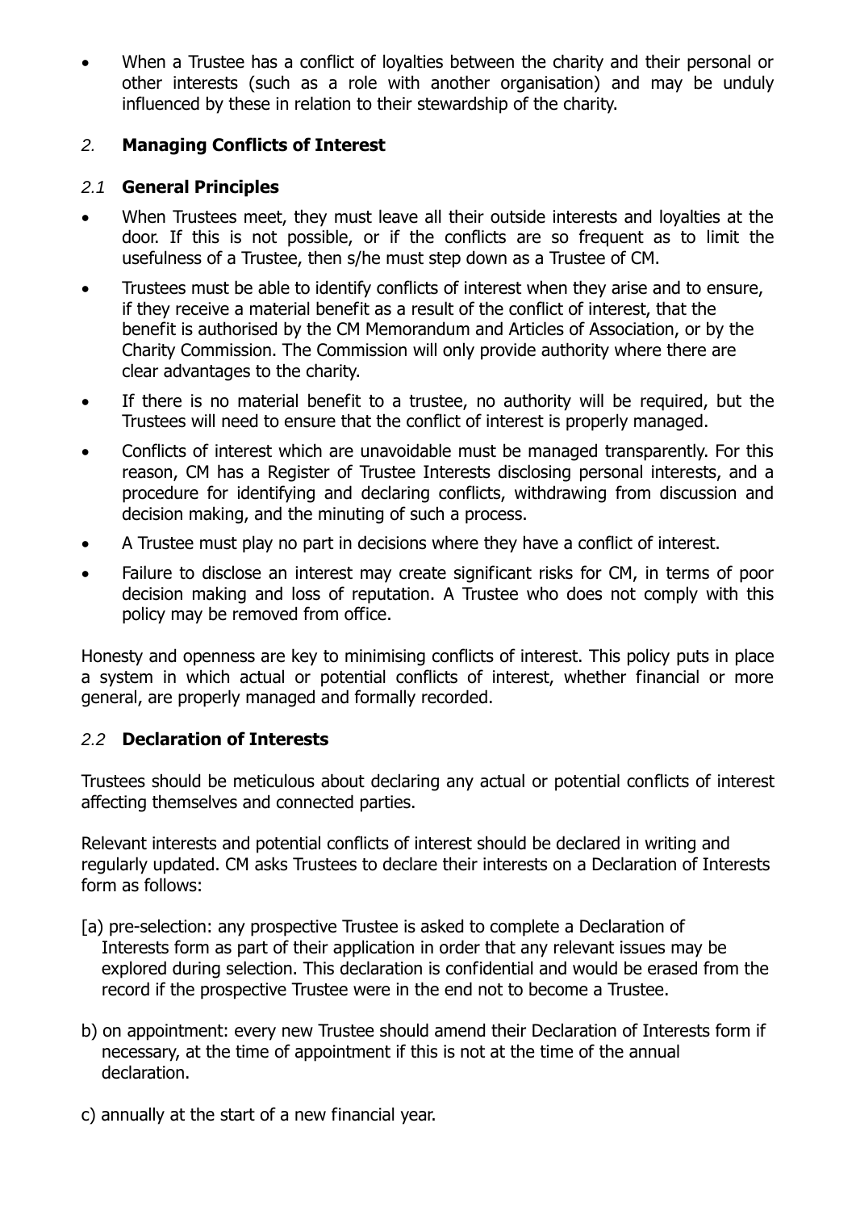- When a Trustee has a conflict of loyalties between the charity and their personal or other interests (such as a role with another organisation) and may be unduly influenced by these in relation to their stewardship of the charity.

## *2.* **Managing Conflicts of Interest**

### *2.1* **General Principles**

- When Trustees meet, they must leave all their outside interests and loyalties at the door. If this is not possible, or if the conflicts are so frequent as to limit the usefulness of a Trustee, then s/he must step down as a Trustee of CM.
- Trustees must be able to identify conflicts of interest when they arise and to ensure, if they receive a material benefit as a result of the conflict of interest, that the benefit is authorised by the CM Memorandum and Articles of Association, or by the Charity Commission. The Commission will only provide authority where there are clear advantages to the charity.
- If there is no material benefit to a trustee, no authority will be required, but the Trustees will need to ensure that the conflict of interest is properly managed.
- Conflicts of interest which are unavoidable must be managed transparently. For this reason, CM has a Register of Trustee Interests disclosing personal interests, and a procedure for identifying and declaring conflicts, withdrawing from discussion and decision making, and the minuting of such a process.
- A Trustee must play no part in decisions where they have a conflict of interest.
- Failure to disclose an interest may create significant risks for CM, in terms of poor decision making and loss of reputation. A Trustee who does not comply with this policy may be removed from office.

Honesty and openness are key to minimising conflicts of interest. This policy puts in place a system in which actual or potential conflicts of interest, whether financial or more general, are properly managed and formally recorded.

### *2.2* **Declaration of Interests**

Trustees should be meticulous about declaring any actual or potential conflicts of interest affecting themselves and connected parties.

Relevant interests and potential conflicts of interest should be declared in writing and regularly updated. CM asks Trustees to declare their interests on a Declaration of Interests form as follows:

[a) pre-selection: any prospective Trustee is asked to complete a Declaration of Interests form as part of their application in order that any relevant issues may be explored during selection. This declaration is confidential and would be erased from the record if the prospective Trustee were in the end not to become a Trustee.

b) on appointment: every new Trustee should amend their Declaration of Interests form if necessary, at the time of appointment if this is not at the time of the annual declaration.

c) annually at the start of a new financial year.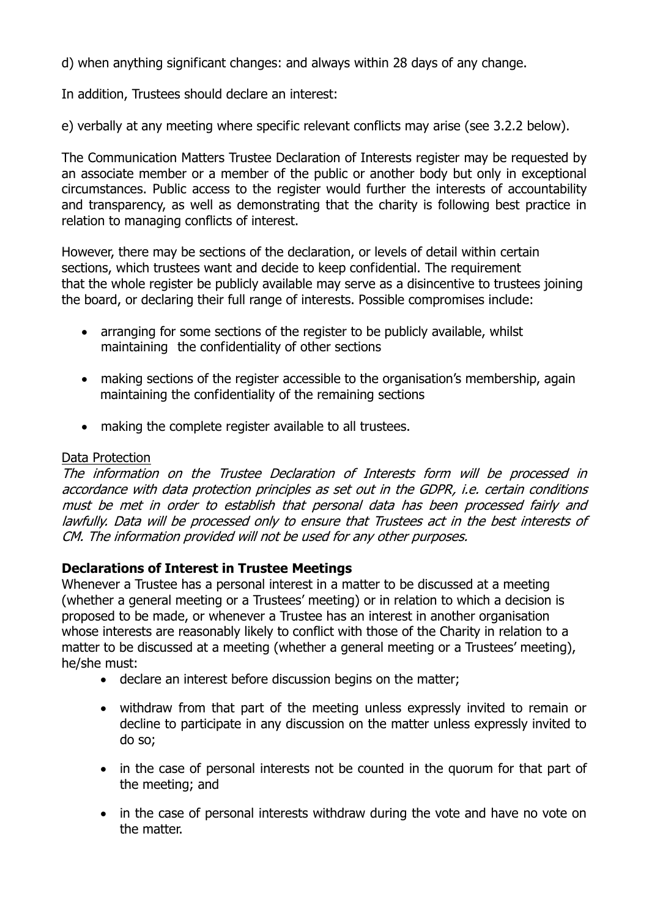d) when anything significant changes: and always within 28 days of any change.

In addition, Trustees should declare an interest:

e) verbally at any meeting where specific relevant conflicts may arise (see 3.2.2 below).

The Communication Matters Trustee Declaration of Interests register may be requested by an associate member or a member of the public or another body but only in exceptional circumstances. Public access to the register would further the interests of accountability and transparency, as well as demonstrating that the charity is following best practice in relation to managing conflicts of interest.

However, there may be sections of the declaration, or levels of detail within certain sections, which trustees want and decide to keep confidential. The requirement that the whole register be publicly available may serve as a disincentive to trustees joining the board, or declaring their full range of interests. Possible compromises include:

- arranging for some sections of the register to be publicly available, whilst maintaining the confidentiality of other sections
- making sections of the register accessible to the organisation's membership, again maintaining the confidentiality of the remaining sections
- making the complete register available to all trustees.

Data Protection

*The information on the Trustee Declaration of Interests form will be processed in accordance with data protection principles as set out in the GDPR, i.e. certain conditions must be met in order to establish that personal data has been processed fairly and lawfully. Data will be processed only to ensure that Trustees act in the best interests of CM. The information provided will not be used for any other purposes.*

**Declarations of Interest in Trustee Meetings**

Whenever a Trustee has a personal interest in a matter to be discussed at a meeting (whether a general meeting or a Trustees' meeting) or in relation to which a decision is proposed to be made, or whenever a Trustee has an interest in another organisation whose interests are reasonably likely to conflict with those of the Charity in relation to a matter to be discussed at a meeting (whether a general meeting or a Trustees' meeting), he/she must:

- declare an interest before discussion begins on the matter;
- withdraw from that part of the meeting unless expressly invited to remain or decline to participate in any discussion on the matter unless expressly invited to do so;
- in the case of personal interests not be counted in the quorum for that part of the meeting; and
- in the case of personal interests withdraw during the vote and have no vote on the matter.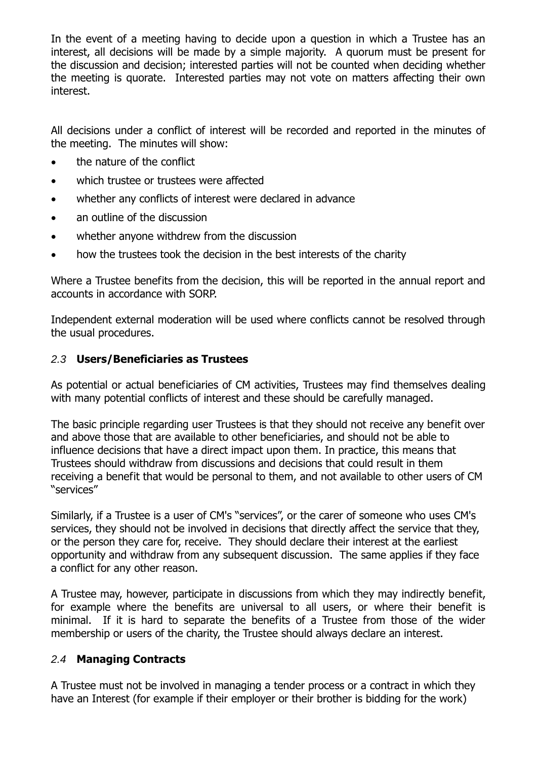In the event of a meeting having to decide upon a question in which a Trustee has an interest, all decisions will be made by a simple majority. A quorum must be present for the discussion and decision; interested parties will not be counted when deciding whether the meeting is quorate. Interested parties may not vote on matters affecting their own interest.

All decisions under a conflict of interest will be recorded and reported in the minutes of the meeting. The minutes will show:

- the nature of the conflict
- which trustee or trustees were affected
- whether any conflicts of interest were declared in advance
- an outline of the discussion
- whether anyone withdrew from the discussion
- how the trustees took the decision in the best interests of the charity

Where a Trustee benefits from the decision, this will be reported in the annual report and accounts in accordance with SORP.

Independent external moderation will be used where conflicts cannot be resolved through the usual procedures.

### *2.3* **Users/Beneficiaries as Trustees**

As potential or actual beneficiaries of CM activities, Trustees may find themselves dealing with many potential conflicts of interest and these should be carefully managed.

The basic principle regarding user Trustees is that they should not receive any benefit over and above those that are available to other beneficiaries, and should not be able to influence decisions that have a direct impact upon them. In practice, this means that Trustees should withdraw from discussions and decisions that could result in them receiving a benefit that would be personal to them, and not available to other users of CM "services"

Similarly, if a Trustee is a user of CM's "services", or the carer of someone who uses CM's services, they should not be involved in decisions that directly affect the service that they, or the person they care for, receive. They should declare their interest at the earliest opportunity and withdraw from any subsequent discussion. The same applies if they face a conflict for any other reason.

A Trustee may, however, participate in discussions from which they may indirectly benefit, for example where the benefits are universal to all users, or where their benefit is minimal. If it is hard to separate the benefits of a Trustee from those of the wider membership or users of the charity, the Trustee should always declare an interest.

### *2.4* **Managing Contracts**

A Trustee must not be involved in managing a tender process or a contract in which they have an Interest (for example if their employer or their brother is bidding for the work)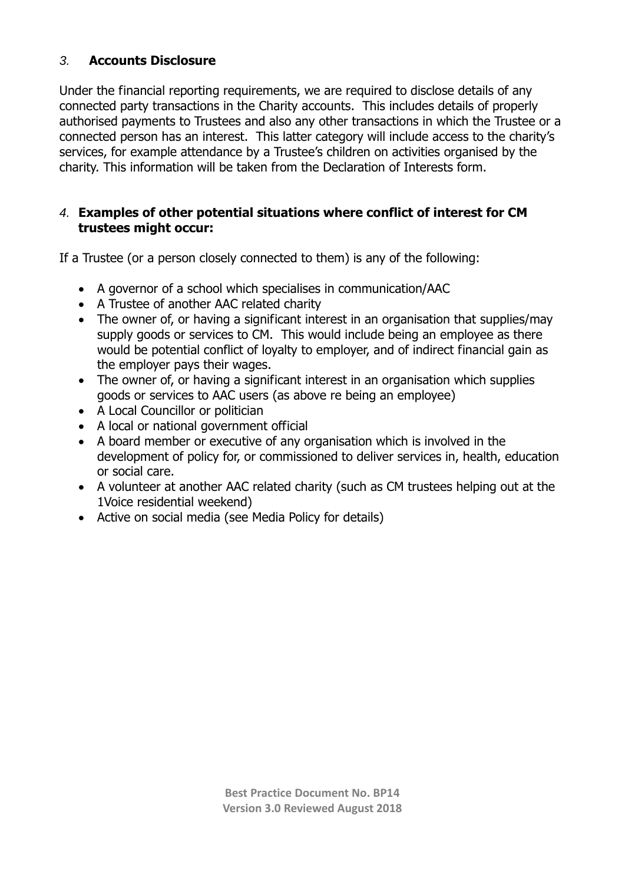## 3. Accounts Disclosure

Under the financial reporting requirements, we are required to disclose details of any connected party transactions in the Charity accounts. This includes details of properly authorised payments to Trustees and also any other transactions in which the Trustee or a connected person has an interest. This latter category will include access to the charity's services, for example attendance by a Trustee's children on activities organised by the charity. This information will be taken from the Declaration of Interests form.

## 4. Examples of other potential situations where conflict of interest for CM trustees might occur:

If a Trustee (or a person closely connected to them) is any of the following:

- A governor of a school which specialises in communication/AAC
- A Trustee of another AAC related charity
- The owner of, or having a significant interest in an organisation that supplies/may supply goods or services to CM. This would include being an employee as there would be potential conflict of loyalty to employer, and of indirect financial gain as the employer pays their wages.
- The owner of, or having a significant interest in an organisation which supplies goods or services to AAC users (as above re being an employee)
- A Local Councillor or politician
- A local or national government official
- A board member or executive of any organisation which is involved in the development of policy for, or commissioned to deliver services in, health, education or social care.
- A volunteer at another AAC related charity (such as CM trustees helping out at the 1Voice residential weekend)
- Active on social media (see Media Policy for details)